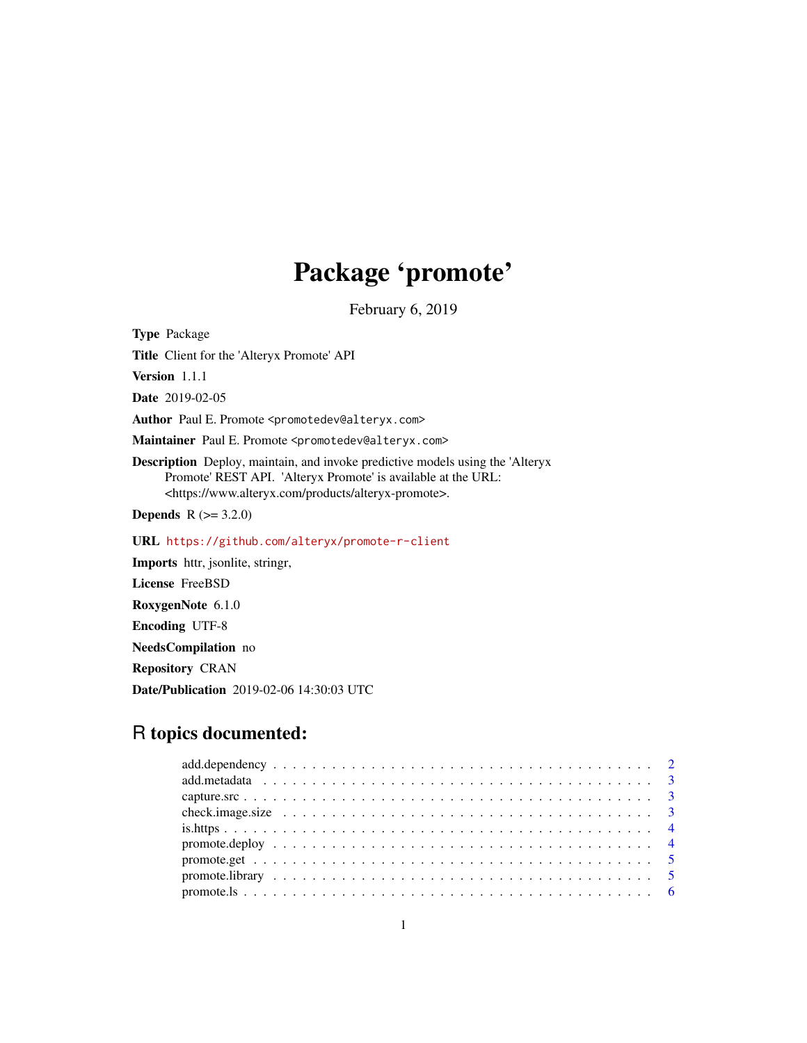# Package 'promote'

February 6, 2019

**Type** Package

**Title** Client for the 'Alteryx Promote' API

**Version** 1.1.1

**Date** 2019-02-05

**Author** Paul E. Promote <promotedev@alteryx.com>

**Maintainer** Paul E. Promote <promotedev@alteryx.com>

**Description** Deploy, maintain, and invoke predictive models using the 'Alteryx Promote' REST API. 'Alteryx Promote' is available at the URL: <https://www.alteryx.com/products/alteryx-promote>.

**Depends** R (>= 3.2.0)

**URL** https://github.com/alteryx/promote-r-client

**Imports** httr, jsonlite, stringr,

**License** FreeBSD

**RoxygenNote** 6.1.0

**Encoding** UTF-8

**NeedsCompilation** no

**Repository** CRAN

**Date/Publication** 2019-02-06 14:30:03 UTC

## R topics documented:

add.dependency . . . . . . . . . . . . . . . . . . . . . . . . . . . . . . . . . . . . . . . . 2
add.metadata . . . . . . . . . . . . . . . . . . . . . . . . . . . . . . . . . . . . . . . . . 3
capture.src . . . . . . . . . . . . . . . . . . . . . . . . . . . . . . . . . . . . . . . . . . 3
check.image.size . . . . . . . . . . . . . . . . . . . . . . . . . . . . . . . . . . . . . . . 3
is.https . . . . . . . . . . . . . . . . . . . . . . . . . . . . . . . . . . . . . . . . . . . . 4
promote.deploy . . . . . . . . . . . . . . . . . . . . . . . . . . . . . . . . . . . . . . . . 4
promote.get . . . . . . . . . . . . . . . . . . . . . . . . . . . . . . . . . . . . . . . . . . 5
promote.library . . . . . . . . . . . . . . . . . . . . . . . . . . . . . . . . . . . . . . . . 5
promote.ls . . . . . . . . . . . . . . . . . . . . . . . . . . . . . . . . . . . . . . . . . . . 6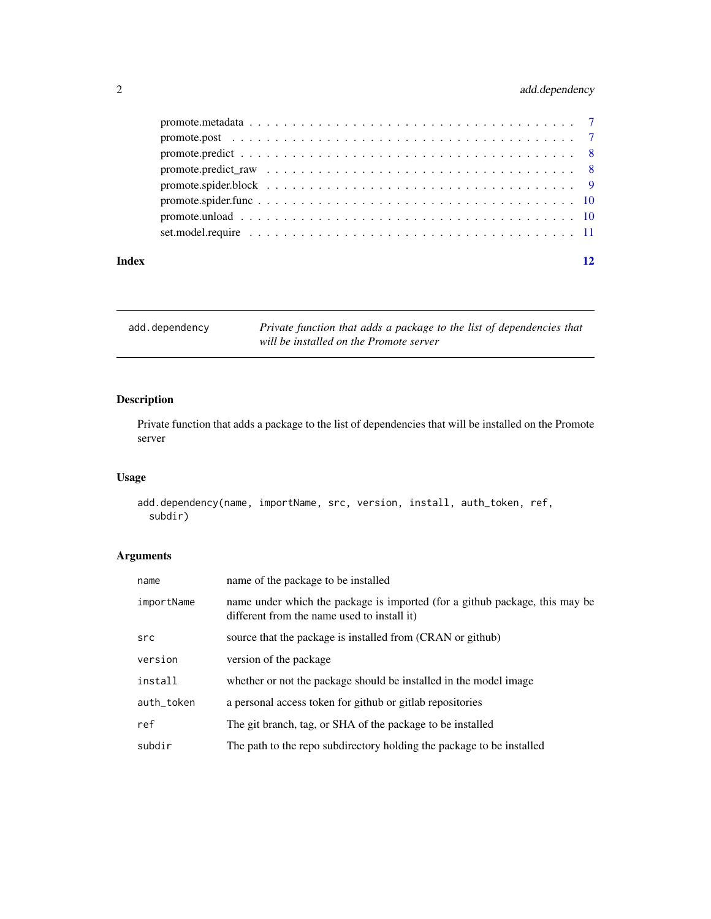promote.metadata . . . . . . . . . . . . . . . . . . . . . . . . . . . . . . . . . . . . 7
promote.post . . . . . . . . . . . . . . . . . . . . . . . . . . . . . . . . . . . . . . 7
promote.predict . . . . . . . . . . . . . . . . . . . . . . . . . . . . . . . . . . . . . 8
promote.predict_raw . . . . . . . . . . . . . . . . . . . . . . . . . . . . . . . . . . . 8
promote.spider.block . . . . . . . . . . . . . . . . . . . . . . . . . . . . . . . . . . 9
promote.spider.func . . . . . . . . . . . . . . . . . . . . . . . . . . . . . . . . . . . 10
promote.unload . . . . . . . . . . . . . . . . . . . . . . . . . . . . . . . . . . . . . 10
set.model.require . . . . . . . . . . . . . . . . . . . . . . . . . . . . . . . . . . . . 11

**Index** **12**

---

`add.dependency` *Private function that adds a package to the list of dependencies that will be installed on the Promote server*

---

## Description

Private function that adds a package to the list of dependencies that will be installed on the Promote server

## Usage

```
add.dependency(name, importName, src, version, install, auth_token, ref,
  subdir)
```

## Arguments

| | |
|---|---|
| `name` | name of the package to be installed |
| `importName` | name under which the package is imported (for a github package, this may be different from the name used to install it) |
| `src` | source that the package is installed from (CRAN or github) |
| `version` | version of the package |
| `install` | whether or not the package should be installed in the model image |
| `auth_token` | a personal access token for github or gitlab repositories |
| `ref` | The git branch, tag, or SHA of the package to be installed |
| `subdir` | The path to the repo subdirectory holding the package to be installed |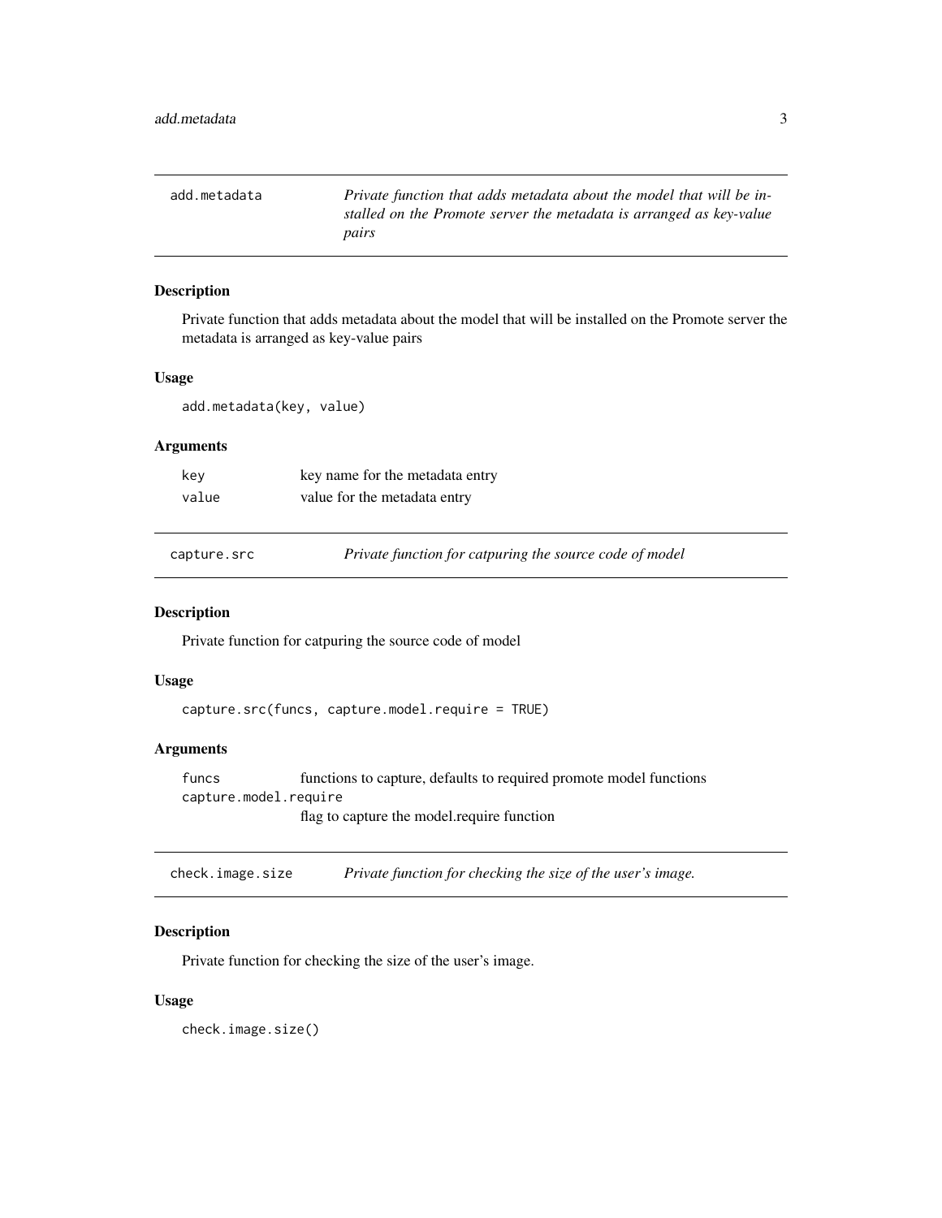## add.metadata

*Private function that adds metadata about the model that will be installed on the Promote server the metadata is arranged as key-value pairs*

### Description

Private function that adds metadata about the model that will be installed on the Promote server the metadata is arranged as key-value pairs

### Usage

```
add.metadata(key, value)
```

### Arguments

| | |
|---|---|
| key | key name for the metadata entry |
| value | value for the metadata entry |

## capture.src

*Private function for catpuring the source code of model*

### Description

Private function for catpuring the source code of model

### Usage

```
capture.src(funcs, capture.model.require = TRUE)
```

### Arguments

| | |
|---|---|
| funcs | functions to capture, defaults to required promote model functions |
| capture.model.require | flag to capture the model.require function |

## check.image.size

*Private function for checking the size of the user's image.*

### Description

Private function for checking the size of the user's image.

### Usage

```
check.image.size()
```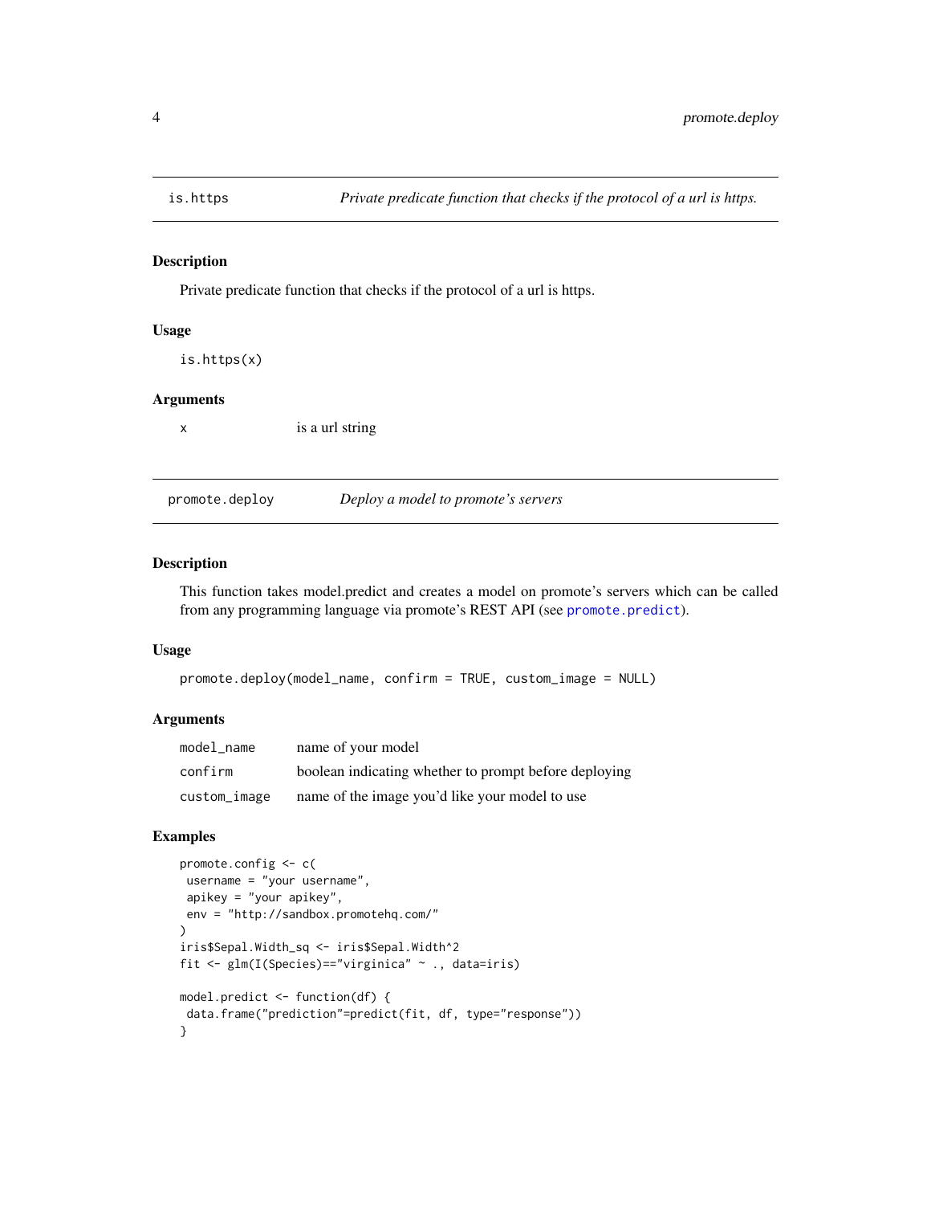## is.https

*Private predicate function that checks if the protocol of a url is https.*

### Description

Private predicate function that checks if the protocol of a url is https.

### Usage

```
is.https(x)
```

### Arguments

| | |
|---|---|
| x | is a url string |

## promote.deploy

*Deploy a model to promote's servers*

### Description

This function takes model.predict and creates a model on promote's servers which can be called from any programming language via promote's REST API (see promote.predict).

### Usage

```
promote.deploy(model_name, confirm = TRUE, custom_image = NULL)
```

### Arguments

| | |
|---|---|
| model_name | name of your model |
| confirm | boolean indicating whether to prompt before deploying |
| custom_image | name of the image you'd like your model to use |

### Examples

```
promote.config <- c(
 username = "your username",
 apikey = "your apikey",
 env = "http://sandbox.promotehq.com/"
)
iris$Sepal.Width_sq <- iris$Sepal.Width^2
fit <- glm(I(Species)=="virginica" ~ ., data=iris)

model.predict <- function(df) {
 data.frame("prediction"=predict(fit, df, type="response"))
}
```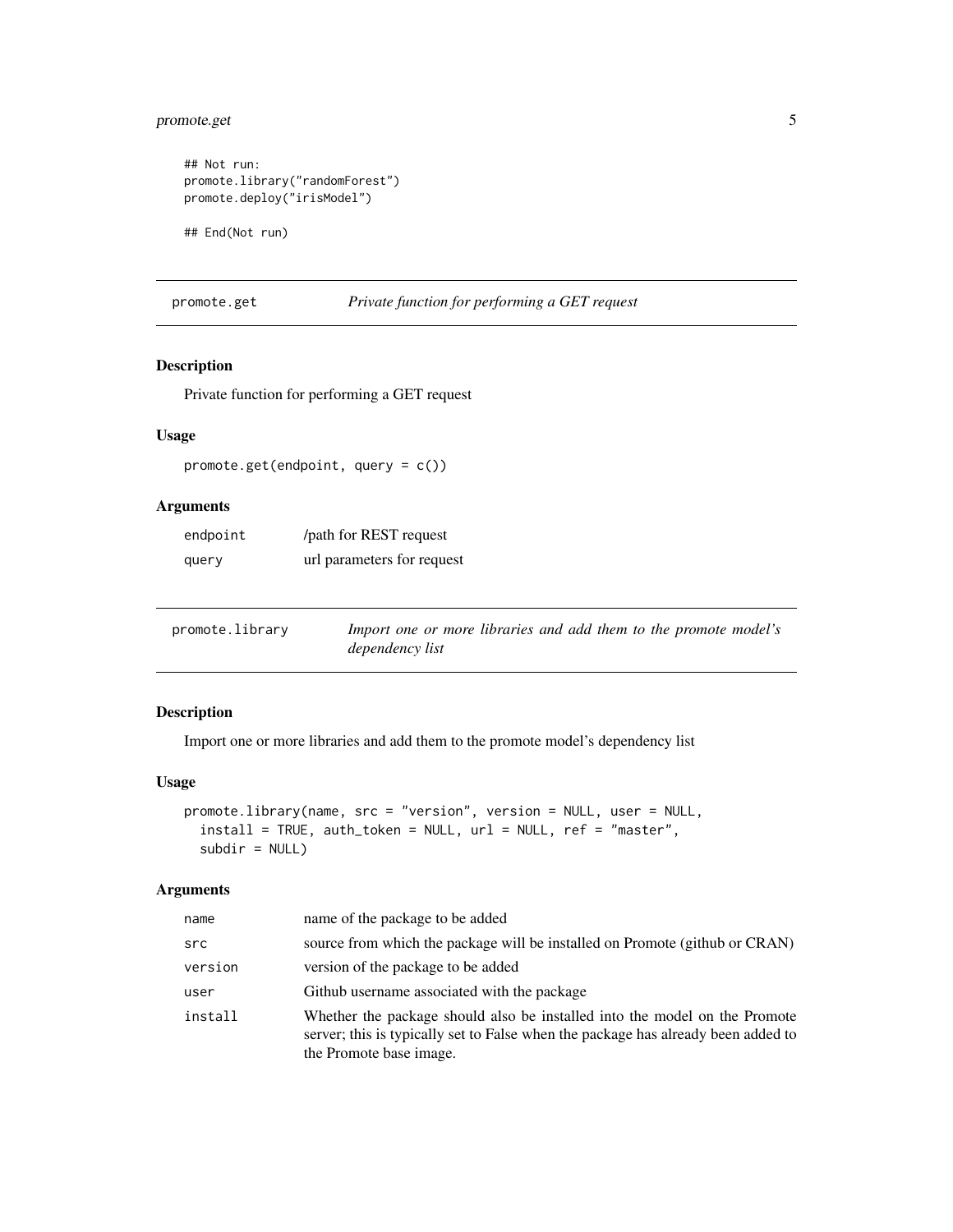```
## Not run:
promote.library("randomForest")
promote.deploy("irisModel")

## End(Not run)
```

## promote.get — *Private function for performing a GET request*

### Description

Private function for performing a GET request

### Usage

```
promote.get(endpoint, query = c())
```

### Arguments

| | |
|---|---|
| endpoint | /path for REST request |
| query | url parameters for request |

## promote.library — *Import one or more libraries and add them to the promote model's dependency list*

### Description

Import one or more libraries and add them to the promote model's dependency list

### Usage

```
promote.library(name, src = "version", version = NULL, user = NULL,
  install = TRUE, auth_token = NULL, url = NULL, ref = "master",
  subdir = NULL)
```

### Arguments

| | |
|---|---|
| name | name of the package to be added |
| src | source from which the package will be installed on Promote (github or CRAN) |
| version | version of the package to be added |
| user | Github username associated with the package |
| install | Whether the package should also be installed into the model on the Promote server; this is typically set to False when the package has already been added to the Promote base image. |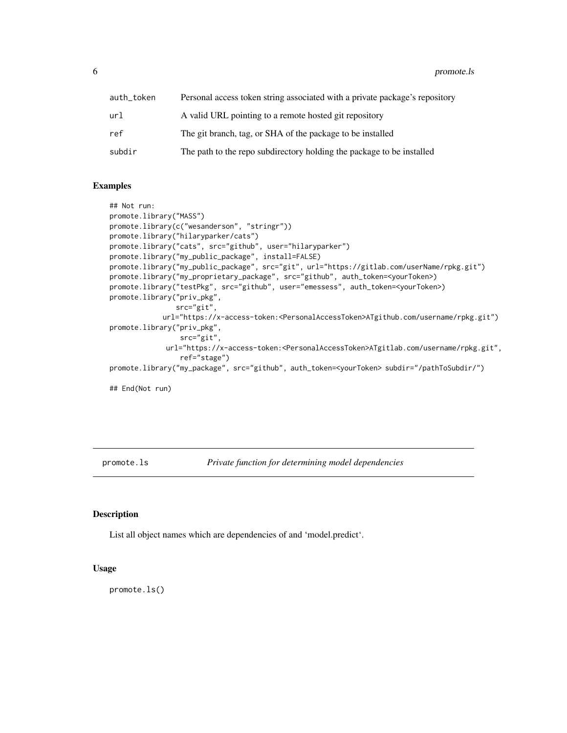| | |
|---|---|
| auth_token | Personal access token string associated with a private package's repository |
| url | A valid URL pointing to a remote hosted git repository |
| ref | The git branch, tag, or SHA of the package to be installed |
| subdir | The path to the repo subdirectory holding the package to be installed |

### Examples

```
## Not run:
promote.library("MASS")
promote.library(c("wesanderson", "stringr"))
promote.library("hilaryparker/cats")
promote.library("cats", src="github", user="hilaryparker")
promote.library("my_public_package", install=FALSE)
promote.library("my_public_package", src="git", url="https://gitlab.com/userName/rpkg.git")
promote.library("my_proprietary_package", src="github", auth_token=<yourToken>)
promote.library("testPkg", src="github", user="emessess", auth_token=<yourToken>)
promote.library("priv_pkg",
               src="git",
            url="https://x-access-token:<PersonalAccessToken>ATgithub.com/username/rpkg.git")
promote.library("priv_pkg",
                src="git",
             url="https://x-access-token:<PersonalAccessToken>ATgitlab.com/username/rpkg.git",
                ref="stage")
promote.library("my_package", src="github", auth_token=<yourToken> subdir="/pathToSubdir/")

## End(Not run)
```

## promote.ls — *Private function for determining model dependencies*

### Description

List all object names which are dependencies of and 'model.predict'.

### Usage

```
promote.ls()
```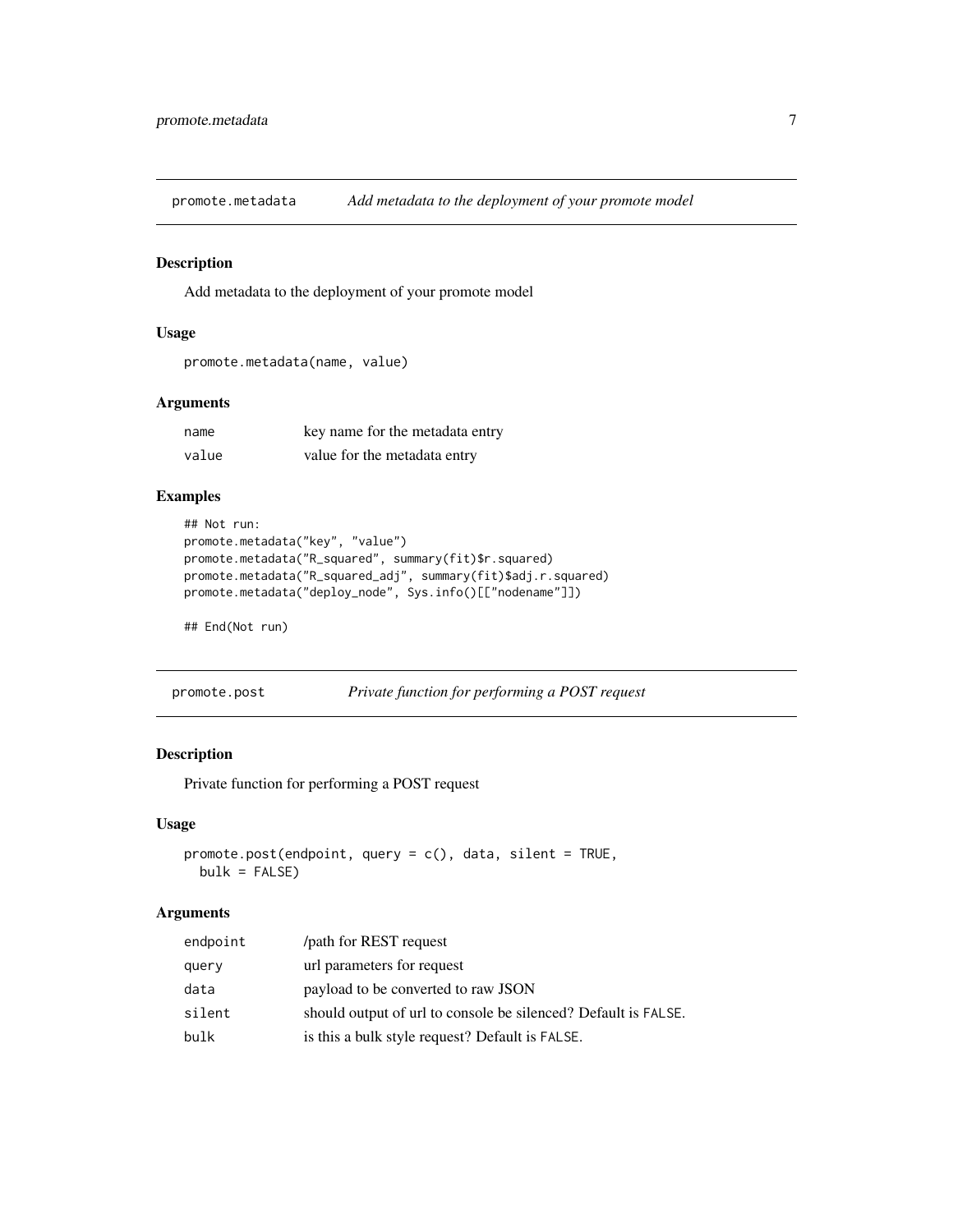## promote.metadata — *Add metadata to the deployment of your promote model*

### Description

Add metadata to the deployment of your promote model

### Usage

```
promote.metadata(name, value)
```

### Arguments

| | |
|---|---|
| name | key name for the metadata entry |
| value | value for the metadata entry |

### Examples

```
## Not run:
promote.metadata("key", "value")
promote.metadata("R_squared", summary(fit)$r.squared)
promote.metadata("R_squared_adj", summary(fit)$adj.r.squared)
promote.metadata("deploy_node", Sys.info()[["nodename"]])

## End(Not run)
```

## promote.post — *Private function for performing a POST request*

### Description

Private function for performing a POST request

### Usage

```
promote.post(endpoint, query = c(), data, silent = TRUE,
  bulk = FALSE)
```

### Arguments

| | |
|---|---|
| endpoint | /path for REST request |
| query | url parameters for request |
| data | payload to be converted to raw JSON |
| silent | should output of url to console be silenced? Default is FALSE. |
| bulk | is this a bulk style request? Default is FALSE. |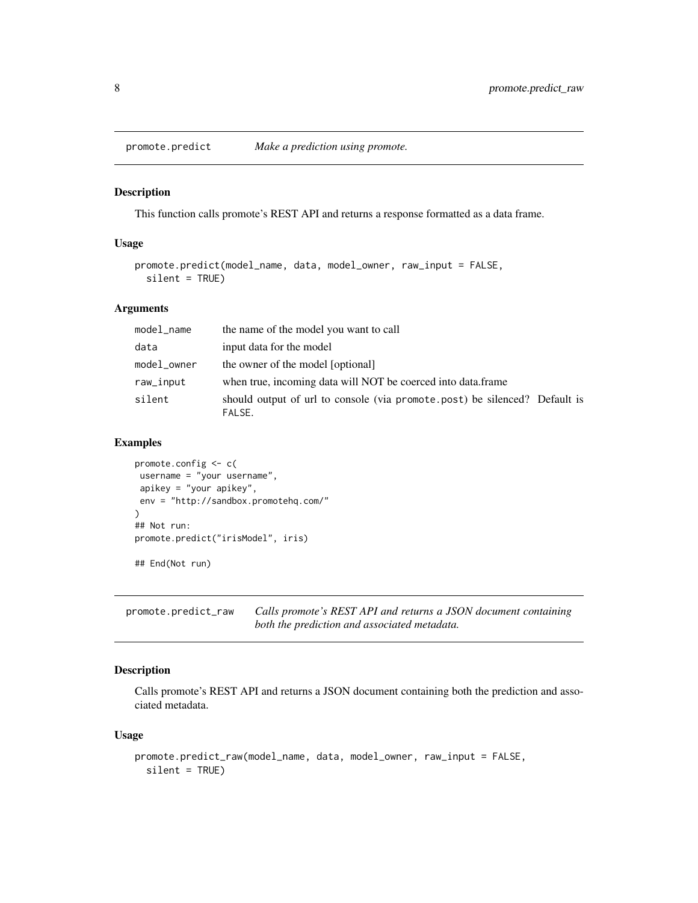## promote.predict — *Make a prediction using promote.*

### Description

This function calls promote's REST API and returns a response formatted as a data frame.

### Usage

```
promote.predict(model_name, data, model_owner, raw_input = FALSE,
  silent = TRUE)
```

### Arguments

| | |
|---|---|
| model_name | the name of the model you want to call |
| data | input data for the model |
| model_owner | the owner of the model [optional] |
| raw_input | when true, incoming data will NOT be coerced into data.frame |
| silent | should output of url to console (via promote.post) be silenced? Default is FALSE. |

### Examples

```
promote.config <- c(
 username = "your username",
 apikey = "your apikey",
 env = "http://sandbox.promotehq.com/"
)
## Not run:
promote.predict("irisModel", iris)

## End(Not run)
```

## promote.predict_raw — *Calls promote's REST API and returns a JSON document containing both the prediction and associated metadata.*

### Description

Calls promote's REST API and returns a JSON document containing both the prediction and associated metadata.

### Usage

```
promote.predict_raw(model_name, data, model_owner, raw_input = FALSE,
  silent = TRUE)
```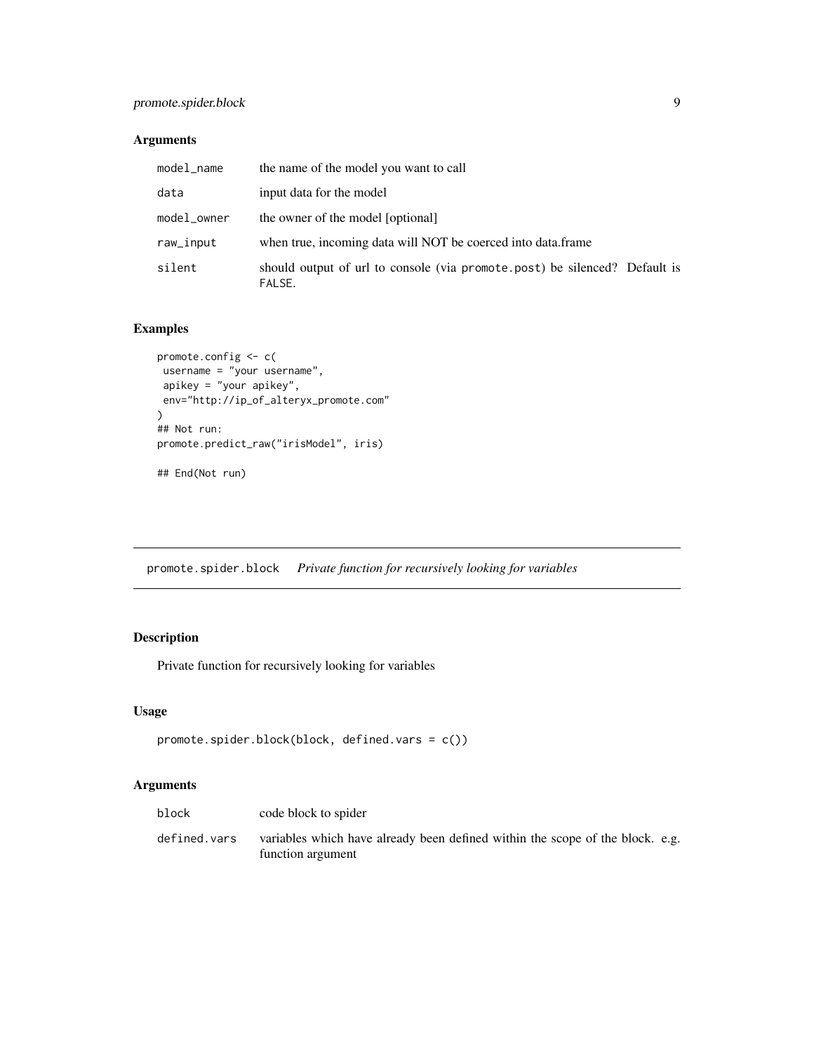### Arguments

| | |
|---|---|
| model_name | the name of the model you want to call |
| data | input data for the model |
| model_owner | the owner of the model [optional] |
| raw_input | when true, incoming data will NOT be coerced into data.frame |
| silent | should output of url to console (via promote.post) be silenced? Default is FALSE. |

### Examples

```
promote.config <- c(
 username = "your username",
 apikey = "your apikey",
 env="http://ip_of_alteryx_promote.com"
)
## Not run:
promote.predict_raw("irisModel", iris)

## End(Not run)
```

---

## promote.spider.block    *Private function for recursively looking for variables*

---

### Description

Private function for recursively looking for variables

### Usage

```
promote.spider.block(block, defined.vars = c())
```

### Arguments

| | |
|---|---|
| block | code block to spider |
| defined.vars | variables which have already been defined within the scope of the block. e.g. function argument |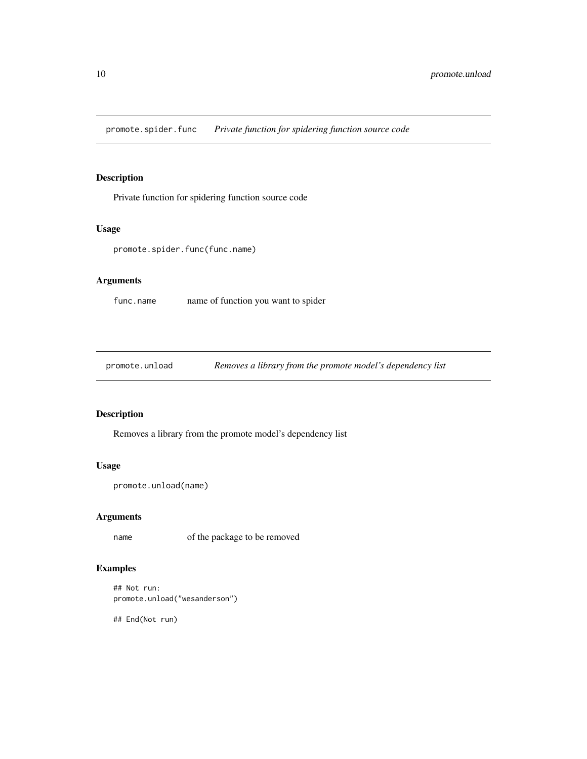## promote.spider.func *Private function for spidering function source code*

### Description

Private function for spidering function source code

### Usage

```
promote.spider.func(func.name)
```

### Arguments

| | |
|---|---|
| func.name | name of function you want to spider |

## promote.unload *Removes a library from the promote model's dependency list*

### Description

Removes a library from the promote model's dependency list

### Usage

```
promote.unload(name)
```

### Arguments

| | |
|---|---|
| name | of the package to be removed |

### Examples

```
## Not run:
promote.unload("wesanderson")

## End(Not run)
```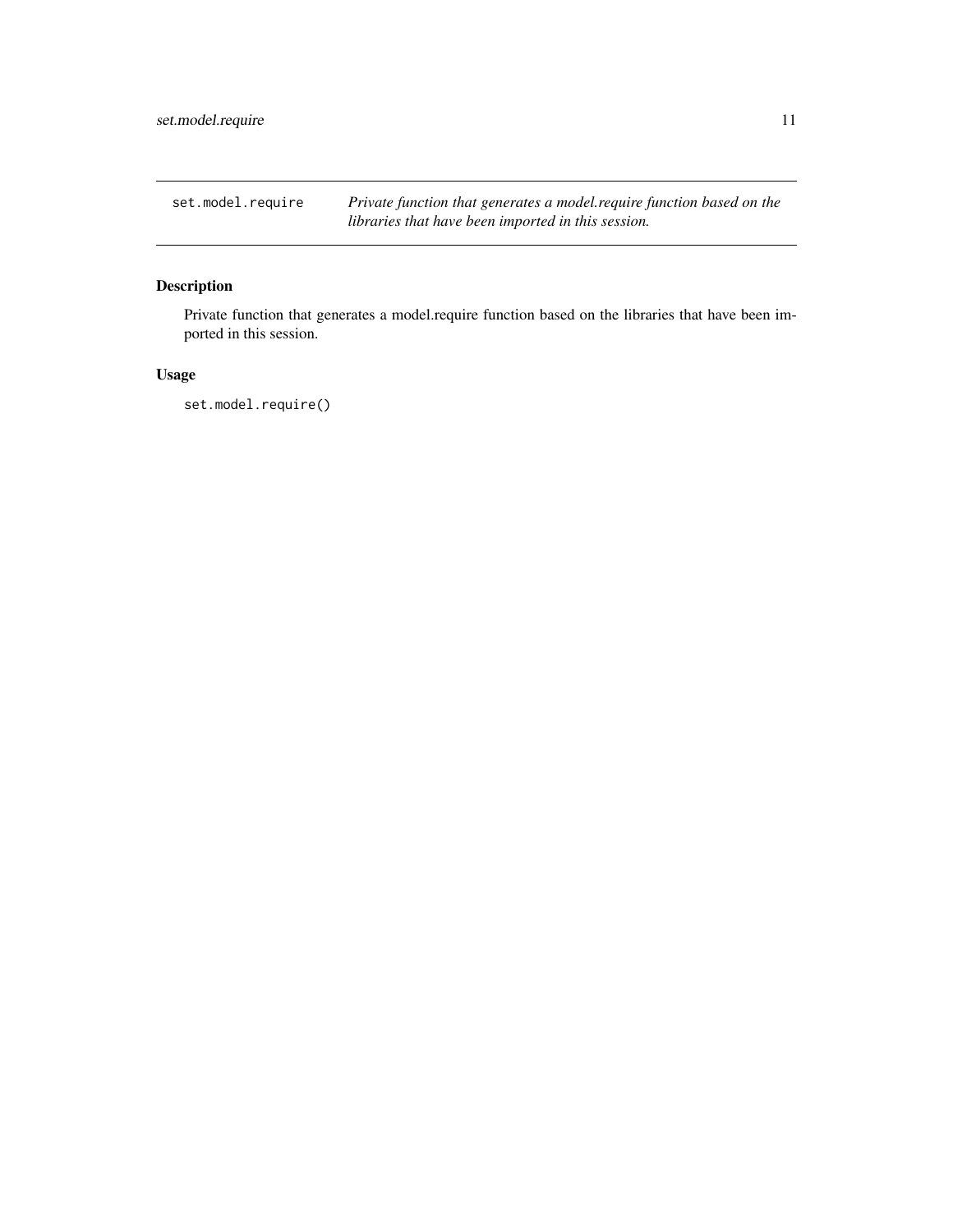`set.model.require` — *Private function that generates a model.require function based on the libraries that have been imported in this session.*

### Description

Private function that generates a model.require function based on the libraries that have been imported in this session.

### Usage

```
set.model.require()
```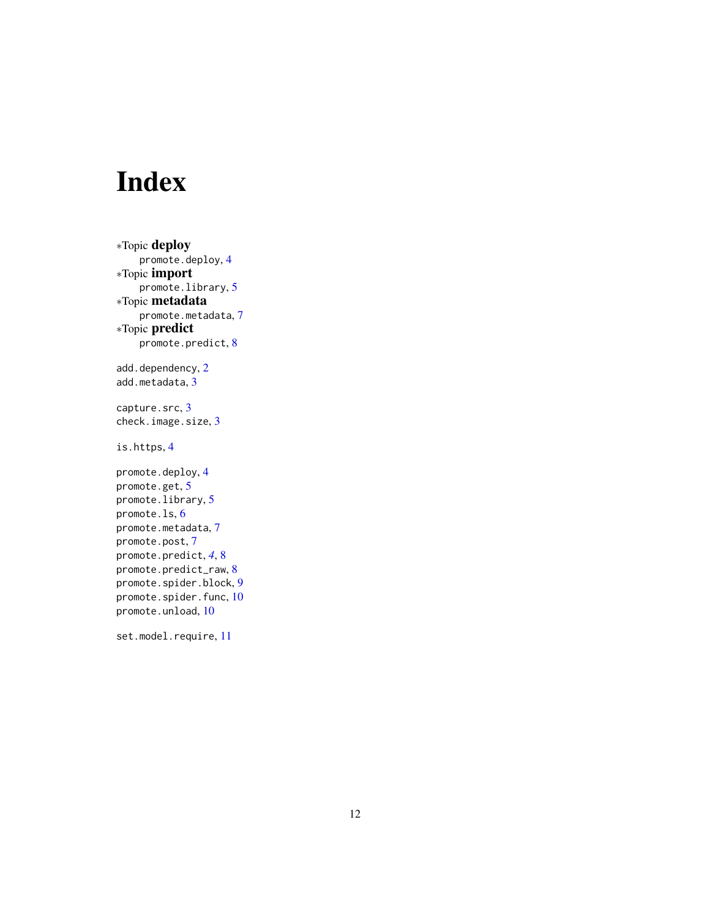# Index

∗Topic **deploy**
    promote.deploy, 4
∗Topic **import**
    promote.library, 5
∗Topic **metadata**
    promote.metadata, 7
∗Topic **predict**
    promote.predict, 8

add.dependency, 2
add.metadata, 3

capture.src, 3
check.image.size, 3

is.https, 4

promote.deploy, 4
promote.get, 5
promote.library, 5
promote.ls, 6
promote.metadata, 7
promote.post, 7
promote.predict, *4*, 8
promote.predict_raw, 8
promote.spider.block, 9
promote.spider.func, 10
promote.unload, 10

set.model.require, 11